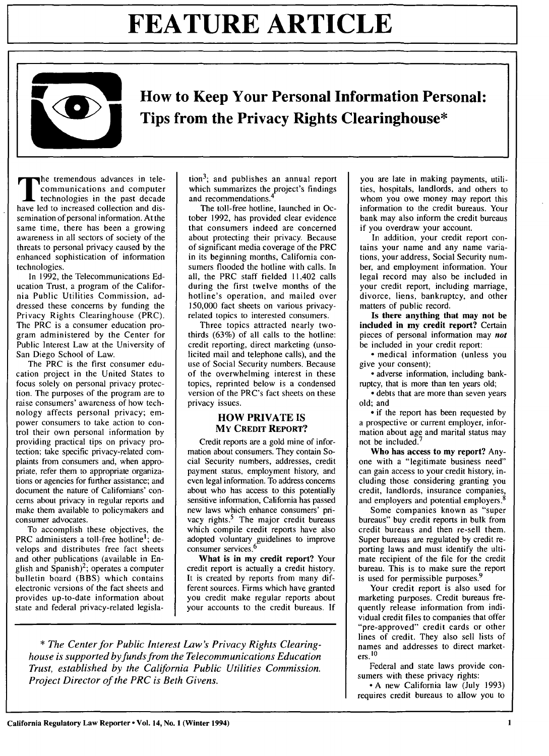# FEATURE ARTICLE

## How to Keep Your Personal Information Personal: Tips from the Privacy Rights Clearinghouse*

The tremendous advances in telecommunications and computer technologies in the past decade have led to increased collection and dissemination of personal information. At the same time, there has been a growing awareness in all sectors of society of the threats to personal privacy caused by the enhanced sophistication of information technologies.

In 1992, the Telecommunications Education Trust, a program of the California Public Utilities Commission, addressed these concerns by funding the Privacy Rights Clearinghouse (PRC). The PRC is a consumer education program administered by the Center for Public Interest Law at the University of San Diego School of Law.

The PRC is the first consumer education project in the United States to focus solely on personal privacy protection. The purposes of the program are to raise consumers' awareness of how technology affects personal privacy; empower consumers to take action to control their own personal information by providing practical tips on privacy protection; take specific privacy-related complaints from consumers and, when appropriate, refer them to appropriate organizations or agencies for further assistance; and document the nature of Californians' concerns about privacy in regular reports and make them available to policymakers and consumer advocates.

To accomplish these objectives, the PRC administers a toll-free hotline[1]; develops and distributes free fact sheets and other publications (available in English and Spanish)[2]; operates a computer bulletin board (BBS) which contains electronic versions of the fact sheets and provides up-to-date information about state and federal privacy-related legislation[3]; and publishes an annual report which summarizes the project's findings and recommendations.[4]

The toll-free hotline, launched in October 1992, has provided clear evidence that consumers indeed are concerned about protecting their privacy. Because of significant media coverage of the PRC in its beginning months, California consumers flooded the hotline with calls. In all, the PRC staff fielded 11,402 calls during the first twelve months of the hotline's operation, and mailed over 150,000 fact sheets on various privacy-related topics to interested consumers.

Three topics attracted nearly two-thirds (63%) of all calls to the hotline: credit reporting, direct marketing (unsolicited mail and telephone calls), and the use of Social Security numbers. Because of the overwhelming interest in these topics, reprinted below is a condensed version of the PRC's fact sheets on these privacy issues.

### HOW PRIVATE IS MY CREDIT REPORT?

Credit reports are a gold mine of information about consumers. They contain Social Security numbers, addresses, credit payment status, employment history, and even legal information. To address concerns about who has access to this potentially sensitive information, California has passed new laws which enhance consumers' privacy rights.[5] The major credit bureaus which compile credit reports have also adopted voluntary guidelines to improve consumer services.[6]

**What is in my credit report?** Your credit report is actually a credit history. It is created by reports from many different sources. Firms which have granted you credit make regular reports about your accounts to the credit bureaus. If you are late in making payments, utilities, hospitals, landlords, and others to whom you owe money may report this information to the credit bureaus. Your bank may also inform the credit bureaus if you overdraw your account.

In addition, your credit report contains your name and any name variations, your address, Social Security number, and employment information. Your legal record may also be included in your credit report, including marriage, divorce, liens, bankruptcy, and other matters of public record.

**Is there anything that may not be included in my credit report?** Certain pieces of personal information may ***not*** be included in your credit report:

- medical information (unless you give your consent);
- adverse information, including bankruptcy, that is more than ten years old;
- debts that are more than seven years old; and
- if the report has been requested by a prospective or current employer, information about age and marital status may not be included.[7]

**Who has access to my report?** Anyone with a "legitimate business need" can gain access to your credit history, including those considering granting you credit, landlords, insurance companies, and employers and potential employers.[8]

Some companies known as "super bureaus" buy credit reports in bulk from credit bureaus and then re-sell them. Super bureaus are regulated by credit reporting laws and must identify the ultimate recipient of the file for the credit bureau. This is to make sure the report is used for permissible purposes.[9]

Your credit report is also used for marketing purposes. Credit bureaus frequently release information from individual credit files to companies that offer "pre-approved" credit cards or other lines of credit. They also sell lists of names and addresses to direct marketers.[10]

Federal and state laws provide consumers with these privacy rights:

- A new California law (July 1993) requires credit bureaus to allow you to

*\* The Center for Public Interest Law's Privacy Rights Clearinghouse is supported by funds from the Telecommunications Education Trust, established by the California Public Utilities Commission. Project Director of the PRC is Beth Givens.*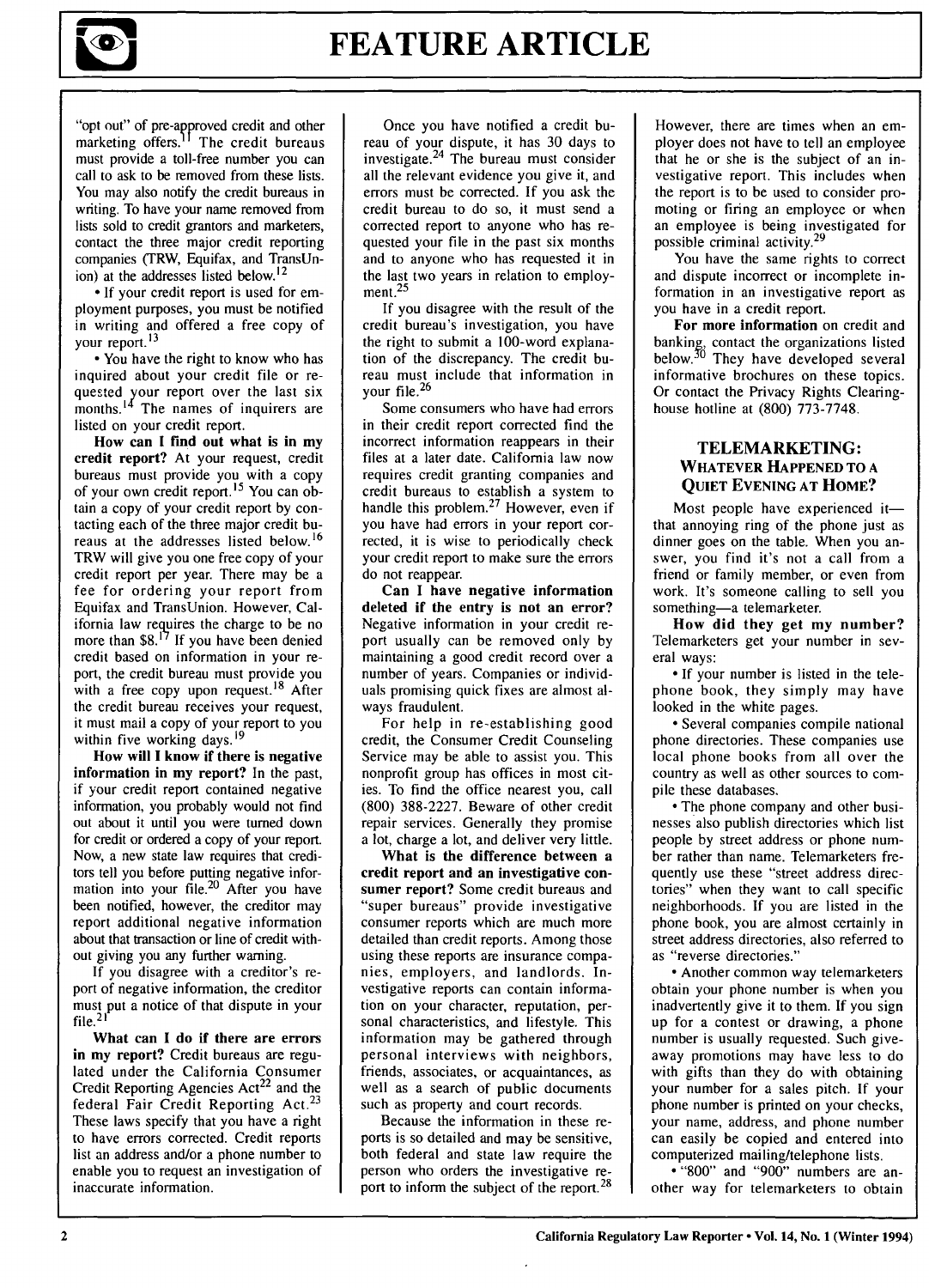"opt out" of pre-approved credit and other marketing offers.[11] The credit bureaus must provide a toll-free number you can call to ask to be removed from these lists. You may also notify the credit bureaus in writing. To have your name removed from lists sold to credit grantors and marketers, contact the three major credit reporting companies (TRW, Equifax, and TransUnion) at the addresses listed below.[12]

- If your credit report is used for employment purposes, you must be notified in writing and offered a free copy of your report.[13]
- You have the right to know who has inquired about your credit file or requested your report over the last six months.[14] The names of inquirers are listed on your credit report.

**How can I find out what is in my credit report?** At your request, credit bureaus must provide you with a copy of your own credit report.[15] You can obtain a copy of your credit report by contacting each of the three major credit bureaus at the addresses listed below.[16] TRW will give you one free copy of your credit report per year. There may be a fee for ordering your report from Equifax and TransUnion. However, California law requires the charge to be no more than $8.[17] If you have been denied credit based on information in your report, the credit bureau must provide you with a free copy upon request.[18] After the credit bureau receives your request, it must mail a copy of your report to you within five working days.[19]

**How will I know if there is negative information in my report?** In the past, if your credit report contained negative information, you probably would not find out about it until you were turned down for credit or ordered a copy of your report. Now, a new state law requires that creditors tell you before putting negative information into your file.[20] After you have been notified, however, the creditor may report additional negative information about that transaction or line of credit without giving you any further warning.

If you disagree with a creditor's report of negative information, the creditor must put a notice of that dispute in your file.[21]

**What can I do if there are errors in my report?** Credit bureaus are regulated under the California Consumer Credit Reporting Agencies Act[22] and the federal Fair Credit Reporting Act.[23] These laws specify that you have a right to have errors corrected. Credit reports list an address and/or a phone number to enable you to request an investigation of inaccurate information.

Once you have notified a credit bureau of your dispute, it has 30 days to investigate.[24] The bureau must consider all the relevant evidence you give it, and errors must be corrected. If you ask the credit bureau to do so, it must send a corrected report to anyone who has requested your file in the past six months and to anyone who has requested it in the last two years in relation to employment.[25]

If you disagree with the result of the credit bureau's investigation, you have the right to submit a 100-word explanation of the discrepancy. The credit bureau must include that information in your file.[26]

Some consumers who have had errors in their credit report corrected find the incorrect information reappears in their files at a later date. California law now requires credit granting companies and credit bureaus to establish a system to handle this problem.[27] However, even if you have had errors in your report corrected, it is wise to periodically check your credit report to make sure the errors do not reappear.

**Can I have negative information deleted if the entry is not an error?** Negative information in your credit report usually can be removed only by maintaining a good credit record over a number of years. Companies or individuals promising quick fixes are almost always fraudulent.

For help in re-establishing good credit, the Consumer Credit Counseling Service may be able to assist you. This nonprofit group has offices in most cities. To find the office nearest you, call (800) 388-2227. Beware of other credit repair services. Generally they promise a lot, charge a lot, and deliver very little.

**What is the difference between a credit report and an investigative consumer report?** Some credit bureaus and "super bureaus" provide investigative consumer reports which are much more detailed than credit reports. Among those using these reports are insurance companies, employers, and landlords. Investigative reports can contain information on your character, reputation, personal characteristics, and lifestyle. This information may be gathered through personal interviews with neighbors, friends, associates, or acquaintances, as well as a search of public documents such as property and court records.

Because the information in these reports is so detailed and may be sensitive, both federal and state law require the person who orders the investigative report to inform the subject of the report.[28] However, there are times when an employer does not have to tell an employee that he or she is the subject of an investigative report. This includes when the report is to be used to consider promoting or firing an employee or when an employee is being investigated for possible criminal activity.[29]

You have the same rights to correct and dispute incorrect or incomplete information in an investigative report as you have in a credit report.

**For more information** on credit and banking, contact the organizations listed below.[30] They have developed several informative brochures on these topics. Or contact the Privacy Rights Clearinghouse hotline at (800) 773-7748.

## TELEMARKETING: WHATEVER HAPPENED TO A QUIET EVENING AT HOME?

Most people have experienced it—that annoying ring of the phone just as dinner goes on the table. When you answer, you find it's not a call from a friend or family member, or even from work. It's someone calling to sell you something—a telemarketer.

**How did they get my number?** Telemarketers get your number in several ways:

- If your number is listed in the telephone book, they simply may have looked in the white pages.
- Several companies compile national phone directories. These companies use local phone books from all over the country as well as other sources to compile these databases.
- The phone company and other businesses also publish directories which list people by street address or phone number rather than name. Telemarketers frequently use these "street address directories" when they want to call specific neighborhoods. If you are listed in the phone book, you are almost certainly in street address directories, also referred to as "reverse directories."
- Another common way telemarketers obtain your phone number is when you inadvertently give it to them. If you sign up for a contest or drawing, a phone number is usually requested. Such give-away promotions may have less to do with gifts than they do with obtaining your number for a sales pitch. If your phone number is printed on your checks, your name, address, and phone number can easily be copied and entered into computerized mailing/telephone lists.
- "800" and "900" numbers are another way for telemarketers to obtain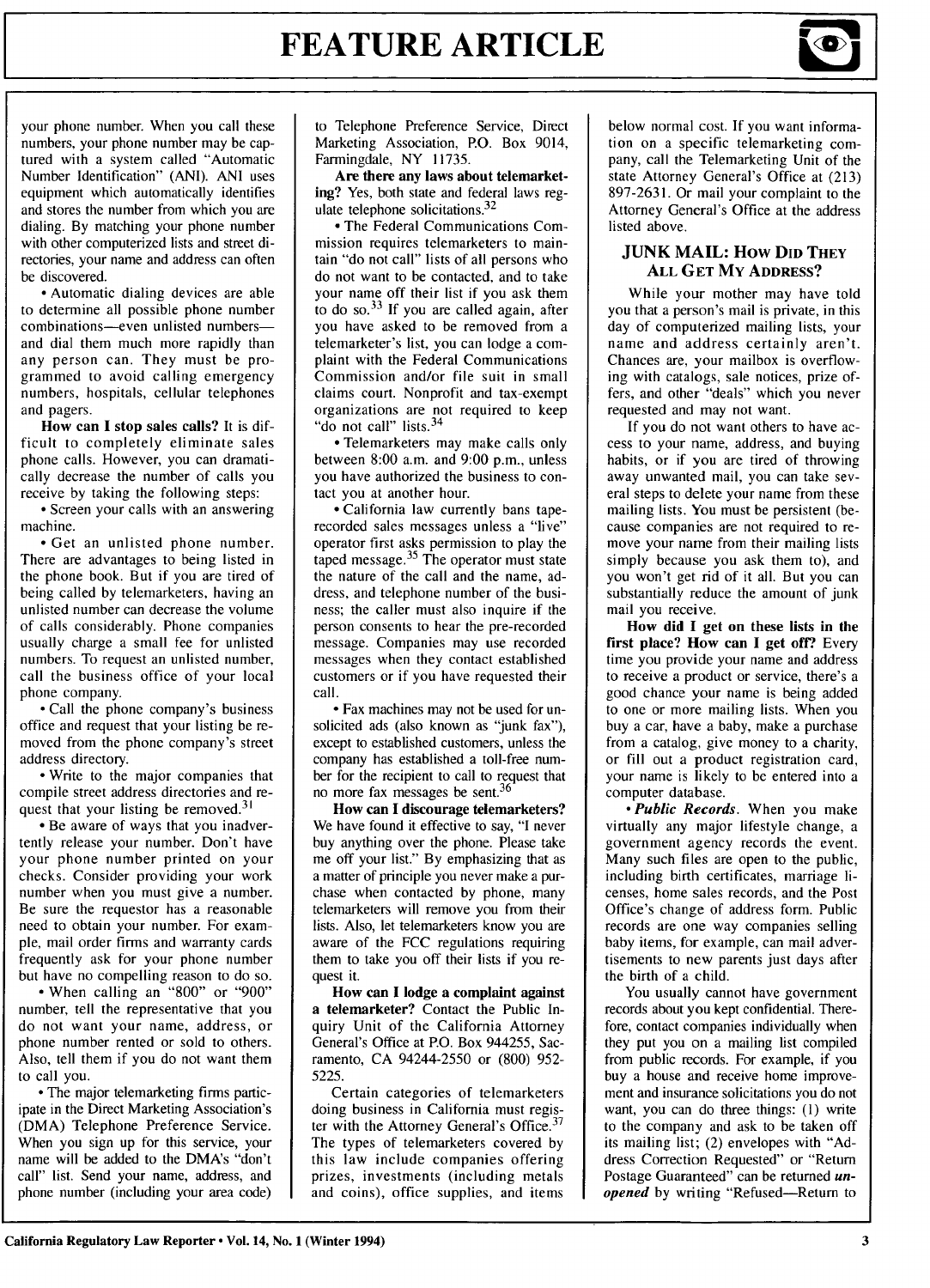your phone number. When you call these numbers, your phone number may be captured with a system called "Automatic Number Identification" (ANI). ANI uses equipment which automatically identifies and stores the number from which you are dialing. By matching your phone number with other computerized lists and street directories, your name and address can often be discovered.

• Automatic dialing devices are able to determine all possible phone number combinations—even unlisted numbers—and dial them much more rapidly than any person can. They must be programmed to avoid calling emergency numbers, hospitals, cellular telephones and pagers.

**How can I stop sales calls?** It is difficult to completely eliminate sales phone calls. However, you can dramatically decrease the number of calls you receive by taking the following steps:

• Screen your calls with an answering machine.

• Get an unlisted phone number. There are advantages to being listed in the phone book. But if you are tired of being called by telemarketers, having an unlisted number can decrease the volume of calls considerably. Phone companies usually charge a small fee for unlisted numbers. To request an unlisted number, call the business office of your local phone company.

• Call the phone company's business office and request that your listing be removed from the phone company's street address directory.

• Write to the major companies that compile street address directories and request that your listing be removed.[31]

• Be aware of ways that you inadvertently release your number. Don't have your phone number printed on your checks. Consider providing your work number when you must give a number. Be sure the requestor has a reasonable need to obtain your number. For example, mail order firms and warranty cards frequently ask for your phone number but have no compelling reason to do so.

• When calling an "800" or "900" number, tell the representative that you do not want your name, address, or phone number rented or sold to others. Also, tell them if you do not want them to call you.

• The major telemarketing firms participate in the Direct Marketing Association's (DMA) Telephone Preference Service. When you sign up for this service, your name will be added to the DMA's "don't call" list. Send your name, address, and phone number (including your area code) to Telephone Preference Service, Direct Marketing Association, P.O. Box 9014, Farmingdale, NY 11735.

**Are there any laws about telemarketing?** Yes, both state and federal laws regulate telephone solicitations.[32]

• The Federal Communications Commission requires telemarketers to maintain "do not call" lists of all persons who do not want to be contacted, and to take your name off their list if you ask them to do so.[33] If you are called again, after you have asked to be removed from a telemarketer's list, you can lodge a complaint with the Federal Communications Commission and/or file suit in small claims court. Nonprofit and tax-exempt organizations are not required to keep "do not call" lists.[34]

• Telemarketers may make calls only between 8:00 a.m. and 9:00 p.m., unless you have authorized the business to contact you at another hour.

• California law currently bans tape-recorded sales messages unless a "live" operator first asks permission to play the taped message.[35] The operator must state the nature of the call and the name, address, and telephone number of the business; the caller must also inquire if the person consents to hear the pre-recorded message. Companies may use recorded messages when they contact established customers or if you have requested their call.

• Fax machines may not be used for unsolicited ads (also known as "junk fax"), except to established customers, unless the company has established a toll-free number for the recipient to call to request that no more fax messages be sent.[36]

**How can I discourage telemarketers?** We have found it effective to say, "I never buy anything over the phone. Please take me off your list." By emphasizing that as a matter of principle you never make a purchase when contacted by phone, many telemarketers will remove you from their lists. Also, let telemarketers know you are aware of the FCC regulations requiring them to take you off their lists if you request it.

**How can I lodge a complaint against a telemarketer?** Contact the Public Inquiry Unit of the California Attorney General's Office at P.O. Box 944255, Sacramento, CA 94244-2550 or (800) 952-5225.

Certain categories of telemarketers doing business in California must register with the Attorney General's Office.[37] The types of telemarketers covered by this law include companies offering prizes, investments (including metals and coins), office supplies, and items below normal cost. If you want information on a specific telemarketing company, call the Telemarketing Unit of the state Attorney General's Office at (213) 897-2631. Or mail your complaint to the Attorney General's Office at the address listed above.

## JUNK MAIL: HOW DID THEY ALL GET MY ADDRESS?

While your mother may have told you that a person's mail is private, in this day of computerized mailing lists, your name and address certainly aren't. Chances are, your mailbox is overflowing with catalogs, sale notices, prize offers, and other "deals" which you never requested and may not want.

If you do not want others to have access to your name, address, and buying habits, or if you are tired of throwing away unwanted mail, you can take several steps to delete your name from these mailing lists. You must be persistent (because companies are not required to remove your name from their mailing lists simply because you ask them to), and you won't get rid of it all. But you can substantially reduce the amount of junk mail you receive.

**How did I get on these lists in the first place? How can I get off?** Every time you provide your name and address to receive a product or service, there's a good chance your name is being added to one or more mailing lists. When you buy a car, have a baby, make a purchase from a catalog, give money to a charity, or fill out a product registration card, your name is likely to be entered into a computer database.

• ***Public Records***. When you make virtually any major lifestyle change, a government agency records the event. Many such files are open to the public, including birth certificates, marriage licenses, home sales records, and the Post Office's change of address form. Public records are one way companies selling baby items, for example, can mail advertisements to new parents just days after the birth of a child.

You usually cannot have government records about you kept confidential. Therefore, contact companies individually when they put you on a mailing list compiled from public records. For example, if you buy a house and receive home improvement and insurance solicitations you do not want, you can do three things: (1) write to the company and ask to be taken off its mailing list; (2) envelopes with "Address Correction Requested" or "Return Postage Guaranteed" can be returned ***unopened*** by writing "Refused—Return to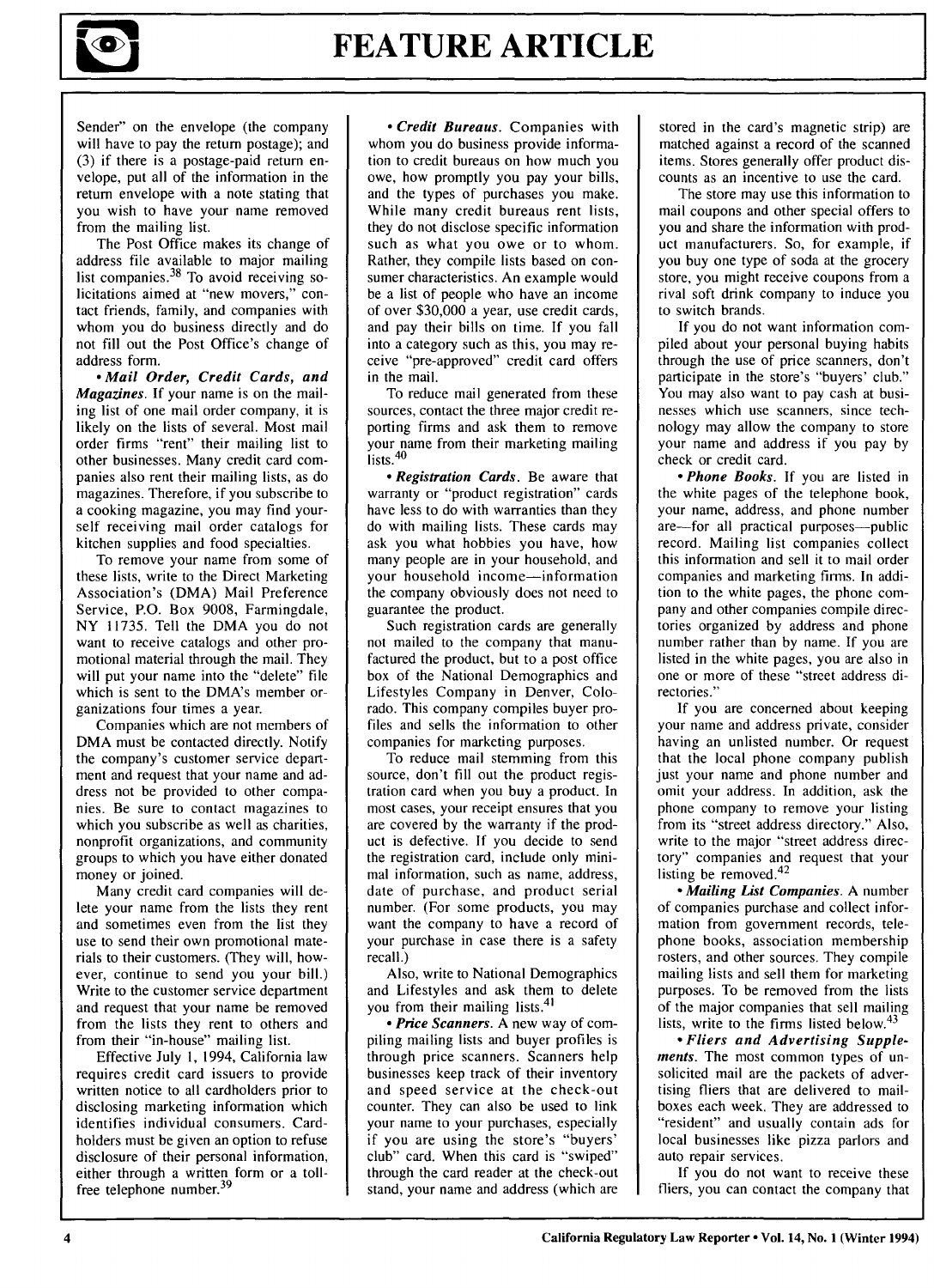Sender" on the envelope (the company will have to pay the return postage); and (3) if there is a postage-paid return envelope, put all of the information in the return envelope with a note stating that you wish to have your name removed from the mailing list.

The Post Office makes its change of address file available to major mailing list companies.[38] To avoid receiving solicitations aimed at "new movers," contact friends, family, and companies with whom you do business directly and do not fill out the Post Office's change of address form.

• ***Mail Order, Credit Cards, and Magazines***. If your name is on the mailing list of one mail order company, it is likely on the lists of several. Most mail order firms "rent" their mailing list to other businesses. Many credit card companies also rent their mailing lists, as do magazines. Therefore, if you subscribe to a cooking magazine, you may find yourself receiving mail order catalogs for kitchen supplies and food specialties.

To remove your name from some of these lists, write to the Direct Marketing Association's (DMA) Mail Preference Service, P.O. Box 9008, Farmingdale, NY 11735. Tell the DMA you do not want to receive catalogs and other promotional material through the mail. They will put your name into the "delete" file which is sent to the DMA's member organizations four times a year.

Companies which are not members of DMA must be contacted directly. Notify the company's customer service department and request that your name and address not be provided to other companies. Be sure to contact magazines to which you subscribe as well as charities, nonprofit organizations, and community groups to which you have either donated money or joined.

Many credit card companies will delete your name from the lists they rent and sometimes even from the list they use to send their own promotional materials to their customers. (They will, however, continue to send you your bill.) Write to the customer service department and request that your name be removed from the lists they rent to others and from their "in-house" mailing list.

Effective July 1, 1994, California law requires credit card issuers to provide written notice to all cardholders prior to disclosing marketing information which identifies individual consumers. Cardholders must be given an option to refuse disclosure of their personal information, either through a written form or a toll-free telephone number.[39]

• ***Credit Bureaus***. Companies with whom you do business provide information to credit bureaus on how much you owe, how promptly you pay your bills, and the types of purchases you make. While many credit bureaus rent lists, they do not disclose specific information such as what you owe or to whom. Rather, they compile lists based on consumer characteristics. An example would be a list of people who have an income of over $30,000 a year, use credit cards, and pay their bills on time. If you fall into a category such as this, you may receive "pre-approved" credit card offers in the mail.

To reduce mail generated from these sources, contact the three major credit reporting firms and ask them to remove your name from their marketing mailing lists.[40]

• ***Registration Cards***. Be aware that warranty or "product registration" cards have less to do with warranties than they do with mailing lists. These cards may ask you what hobbies you have, how many people are in your household, and your household income—information the company obviously does not need to guarantee the product.

Such registration cards are generally not mailed to the company that manufactured the product, but to a post office box of the National Demographics and Lifestyles Company in Denver, Colorado. This company compiles buyer profiles and sells the information to other companies for marketing purposes.

To reduce mail stemming from this source, don't fill out the product registration card when you buy a product. In most cases, your receipt ensures that you are covered by the warranty if the product is defective. If you decide to send the registration card, include only minimal information, such as name, address, date of purchase, and product serial number. (For some products, you may want the company to have a record of your purchase in case there is a safety recall.)

Also, write to National Demographics and Lifestyles and ask them to delete you from their mailing lists.[41]

• ***Price Scanners***. A new way of compiling mailing lists and buyer profiles is through price scanners. Scanners help businesses keep track of their inventory and speed service at the check-out counter. They can also be used to link your name to your purchases, especially if you are using the store's "buyers' club" card. When this card is "swiped" through the card reader at the check-out stand, your name and address (which are stored in the card's magnetic strip) are matched against a record of the scanned items. Stores generally offer product discounts as an incentive to use the card.

The store may use this information to mail coupons and other special offers to you and share the information with product manufacturers. So, for example, if you buy one type of soda at the grocery store, you might receive coupons from a rival soft drink company to induce you to switch brands.

If you do not want information compiled about your personal buying habits through the use of price scanners, don't participate in the store's "buyers' club." You may also want to pay cash at businesses which use scanners, since technology may allow the company to store your name and address if you pay by check or credit card.

• ***Phone Books***. If you are listed in the white pages of the telephone book, your name, address, and phone number are—for all practical purposes—public record. Mailing list companies collect this information and sell it to mail order companies and marketing firms. In addition to the white pages, the phone company and other companies compile directories organized by address and phone number rather than by name. If you are listed in the white pages, you are also in one or more of these "street address directories."

If you are concerned about keeping your name and address private, consider having an unlisted number. Or request that the local phone company publish just your name and phone number and omit your address. In addition, ask the phone company to remove your listing from its "street address directory." Also, write to the major "street address directory" companies and request that your listing be removed.[42]

• ***Mailing List Companies***. A number of companies purchase and collect information from government records, telephone books, association membership rosters, and other sources. They compile mailing lists and sell them for marketing purposes. To be removed from the lists of the major companies that sell mailing lists, write to the firms listed below.[43]

• ***Fliers and Advertising Supplements***. The most common types of unsolicited mail are the packets of advertising fliers that are delivered to mailboxes each week. They are addressed to "resident" and usually contain ads for local businesses like pizza parlors and auto repair services.

If you do not want to receive these fliers, you can contact the company that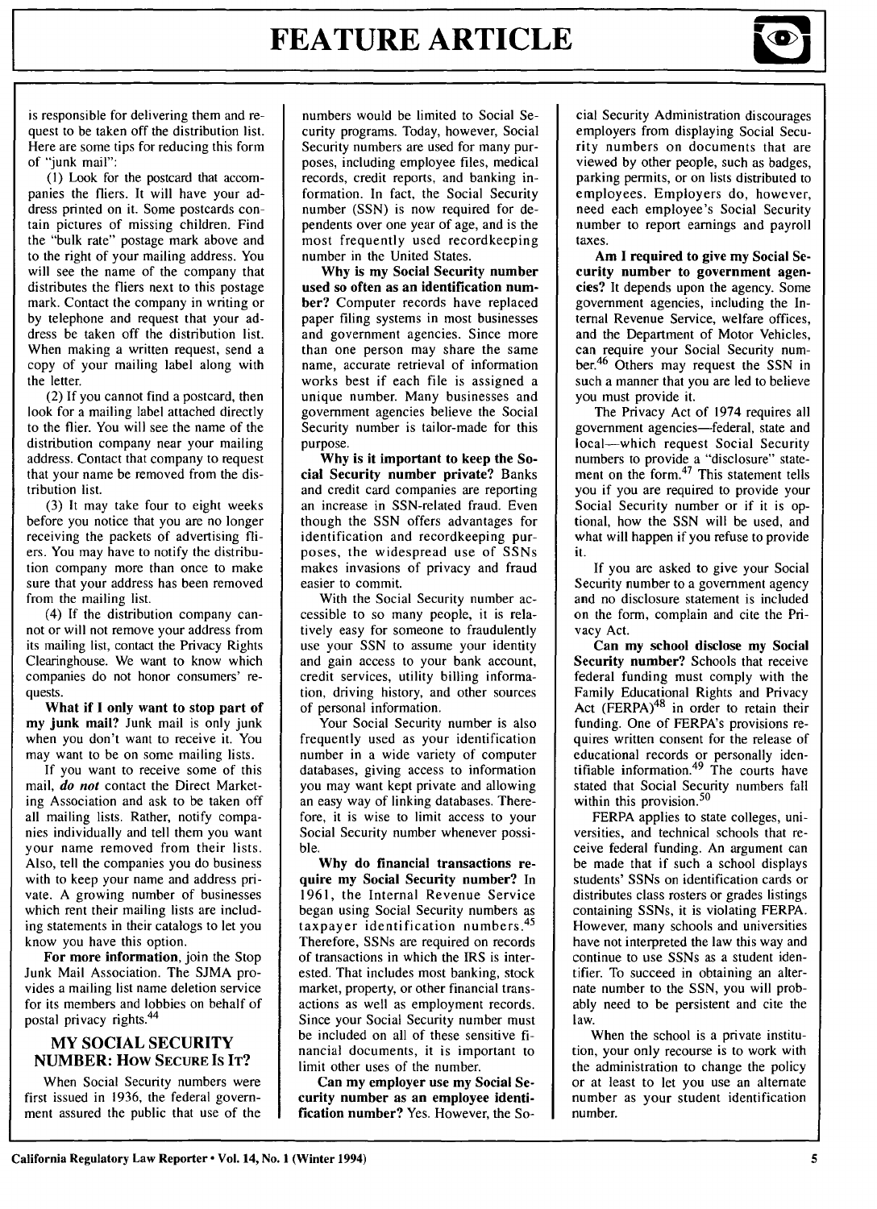is responsible for delivering them and request to be taken off the distribution list. Here are some tips for reducing this form of "junk mail":

(1) Look for the postcard that accompanies the fliers. It will have your address printed on it. Some postcards contain pictures of missing children. Find the "bulk rate" postage mark above and to the right of your mailing address. You will see the name of the company that distributes the fliers next to this postage mark. Contact the company in writing or by telephone and request that your address be taken off the distribution list. When making a written request, send a copy of your mailing label along with the letter.

(2) If you cannot find a postcard, then look for a mailing label attached directly to the flier. You will see the name of the distribution company near your mailing address. Contact that company to request that your name be removed from the distribution list.

(3) It may take four to eight weeks before you notice that you are no longer receiving the packets of advertising fliers. You may have to notify the distribution company more than once to make sure that your address has been removed from the mailing list.

(4) If the distribution company cannot or will not remove your address from its mailing list, contact the Privacy Rights Clearinghouse. We want to know which companies do not honor consumers' requests.

**What if I only want to stop part of my junk mail?** Junk mail is only junk when you don't want to receive it. You may want to be on some mailing lists.

If you want to receive some of this mail, ***do not*** contact the Direct Marketing Association and ask to be taken off all mailing lists. Rather, notify companies individually and tell them you want your name removed from their lists. Also, tell the companies you do business with to keep your name and address private. A growing number of businesses which rent their mailing lists are including statements in their catalogs to let you know you have this option.

**For more information**, join the Stop Junk Mail Association. The SJMA provides a mailing list name deletion service for its members and lobbies on behalf of postal privacy rights.[44]

## MY SOCIAL SECURITY NUMBER: How Secure Is It?

When Social Security numbers were first issued in 1936, the federal government assured the public that use of the numbers would be limited to Social Security programs. Today, however, Social Security numbers are used for many purposes, including employee files, medical records, credit reports, and banking information. In fact, the Social Security number (SSN) is now required for dependents over one year of age, and is the most frequently used recordkeeping number in the United States.

**Why is my Social Security number used so often as an identification number?** Computer records have replaced paper filing systems in most businesses and government agencies. Since more than one person may share the same name, accurate retrieval of information works best if each file is assigned a unique number. Many businesses and government agencies believe the Social Security number is tailor-made for this purpose.

**Why is it important to keep the Social Security number private?** Banks and credit card companies are reporting an increase in SSN-related fraud. Even though the SSN offers advantages for identification and recordkeeping purposes, the widespread use of SSNs makes invasions of privacy and fraud easier to commit.

With the Social Security number accessible to so many people, it is relatively easy for someone to fraudulently use your SSN to assume your identity and gain access to your bank account, credit services, utility billing information, driving history, and other sources of personal information.

Your Social Security number is also frequently used as your identification number in a wide variety of computer databases, giving access to information you may want kept private and allowing an easy way of linking databases. Therefore, it is wise to limit access to your Social Security number whenever possible.

**Why do financial transactions require my Social Security number?** In 1961, the Internal Revenue Service began using Social Security numbers as taxpayer identification numbers.[45] Therefore, SSNs are required on records of transactions in which the IRS is interested. That includes most banking, stock market, property, or other financial transactions as well as employment records. Since your Social Security number must be included on all of these sensitive financial documents, it is important to limit other uses of the number.

**Can my employer use my Social Security number as an employee identification number?** Yes. However, the Social Security Administration discourages employers from displaying Social Security numbers on documents that are viewed by other people, such as badges, parking permits, or on lists distributed to employees. Employers do, however, need each employee's Social Security number to report earnings and payroll taxes.

**Am I required to give my Social Security number to government agencies?** It depends upon the agency. Some government agencies, including the Internal Revenue Service, welfare offices, and the Department of Motor Vehicles, can require your Social Security number.[46] Others may request the SSN in such a manner that you are led to believe you must provide it.

The Privacy Act of 1974 requires all government agencies—federal, state and local—which request Social Security numbers to provide a "disclosure" statement on the form.[47] This statement tells you if you are required to provide your Social Security number or if it is optional, how the SSN will be used, and what will happen if you refuse to provide it.

If you are asked to give your Social Security number to a government agency and no disclosure statement is included on the form, complain and cite the Privacy Act.

**Can my school disclose my Social Security number?** Schools that receive federal funding must comply with the Family Educational Rights and Privacy Act (FERPA)[48] in order to retain their funding. One of FERPA's provisions requires written consent for the release of educational records or personally identifiable information.[49] The courts have stated that Social Security numbers fall within this provision.[50]

FERPA applies to state colleges, universities, and technical schools that receive federal funding. An argument can be made that if such a school displays students' SSNs on identification cards or distributes class rosters or grades listings containing SSNs, it is violating FERPA. However, many schools and universities have not interpreted the law this way and continue to use SSNs as a student identifier. To succeed in obtaining an alternate number to the SSN, you will probably need to be persistent and cite the law.

When the school is a private institution, your only recourse is to work with the administration to change the policy or at least to let you use an alternate number as your student identification number.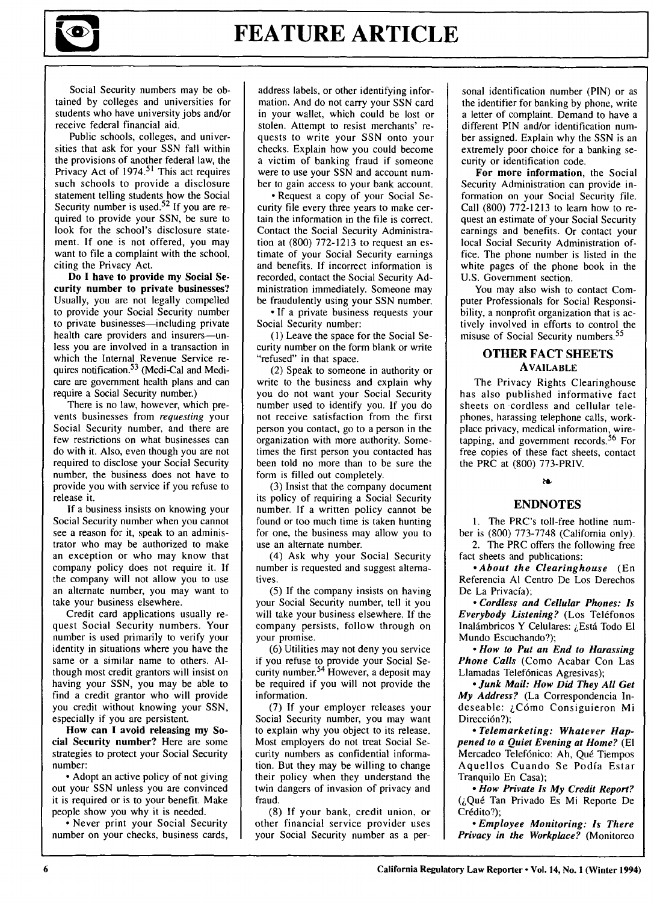Social Security numbers may be obtained by colleges and universities for students who have university jobs and/or receive federal financial aid.

Public schools, colleges, and universities that ask for your SSN fall within the provisions of another federal law, the Privacy Act of 1974.[51] This act requires such schools to provide a disclosure statement telling students how the Social Security number is used.[52] If you are required to provide your SSN, be sure to look for the school's disclosure statement. If one is not offered, you may want to file a complaint with the school, citing the Privacy Act.

**Do I have to provide my Social Security number to private businesses?** Usually, you are not legally compelled to provide your Social Security number to private businesses—including private health care providers and insurers—unless you are involved in a transaction in which the Internal Revenue Service requires notification.[53] (Medi-Cal and Medicare are government health plans and can require a Social Security number.)

There is no law, however, which prevents businesses from *requesting* your Social Security number, and there are few restrictions on what businesses can do with it. Also, even though you are not required to disclose your Social Security number, the business does not have to provide you with service if you refuse to release it.

If a business insists on knowing your Social Security number when you cannot see a reason for it, speak to an administrator who may be authorized to make an exception or who may know that company policy does not require it. If the company will not allow you to use an alternate number, you may want to take your business elsewhere.

Credit card applications usually request Social Security numbers. Your number is used primarily to verify your identity in situations where you have the same or a similar name to others. Although most credit grantors will insist on having your SSN, you may be able to find a credit grantor who will provide you credit without knowing your SSN, especially if you are persistent.

**How can I avoid releasing my Social Security number?** Here are some strategies to protect your Social Security number:

- Adopt an active policy of not giving out your SSN unless you are convinced it is required or is to your benefit. Make people show you why it is needed.
- Never print your Social Security number on your checks, business cards, address labels, or other identifying information. And do not carry your SSN card in your wallet, which could be lost or stolen. Attempt to resist merchants' requests to write your SSN onto your checks. Explain how you could become a victim of banking fraud if someone were to use your SSN and account number to gain access to your bank account.
- Request a copy of your Social Security file every three years to make certain the information in the file is correct. Contact the Social Security Administration at (800) 772-1213 to request an estimate of your Social Security earnings and benefits. If incorrect information is recorded, contact the Social Security Administration immediately. Someone may be fraudulently using your SSN number.
- If a private business requests your Social Security number:

(1) Leave the space for the Social Security number on the form blank or write "refused" in that space.

(2) Speak to someone in authority or write to the business and explain why you do not want your Social Security number used to identify you. If you do not receive satisfaction from the first person you contact, go to a person in the organization with more authority. Sometimes the first person you contacted has been told no more than to be sure the form is filled out completely.

(3) Insist that the company document its policy of requiring a Social Security number. If a written policy cannot be found or too much time is taken hunting for one, the business may allow you to use an alternate number.

(4) Ask why your Social Security number is requested and suggest alternatives.

(5) If the company insists on having your Social Security number, tell it you will take your business elsewhere. If the company persists, follow through on your promise.

(6) Utilities may not deny you service if you refuse to provide your Social Security number.[54] However, a deposit may be required if you will not provide the information.

(7) If your employer releases your Social Security number, you may want to explain why you object to its release. Most employers do not treat Social Security numbers as confidential information. But they may be willing to change their policy when they understand the twin dangers of invasion of privacy and fraud.

(8) If your bank, credit union, or other financial service provider uses your Social Security number as a personal identification number (PIN) or as the identifier for banking by phone, write a letter of complaint. Demand to have a different PIN and/or identification number assigned. Explain why the SSN is an extremely poor choice for a banking security or identification code.

**For more information**, the Social Security Administration can provide information on your Social Security file. Call (800) 772-1213 to learn how to request an estimate of your Social Security earnings and benefits. Or contact your local Social Security Administration office. The phone number is listed in the white pages of the phone book in the U.S. Government section.

You may also wish to contact Computer Professionals for Social Responsibility, a nonprofit organization that is actively involved in efforts to control the misuse of Social Security numbers.[55]

## OTHER FACT SHEETS AVAILABLE

The Privacy Rights Clearinghouse has also published informative fact sheets on cordless and cellular telephones, harassing telephone calls, workplace privacy, medical information, wiretapping, and government records.[56] For free copies of these fact sheets, contact the PRC at (800) 773-PRIV.

## ENDNOTES

1. The PRC's toll-free hotline number is (800) 773-7748 (California only).

2. The PRC offers the following free fact sheets and publications:

- ***About the Clearinghouse*** (En Referencia Al Centro De Los Derechos De La Privacía);
- ***Cordless and Cellular Phones: Is Everybody Listening?*** (Los Teléfonos Inalámbricos Y Celulares: ¿Está Todo El Mundo Escuchando?);
- ***How to Put an End to Harassing Phone Calls*** (Como Acabar Con Las Llamadas Telefónicas Agresivas);
- ***Junk Mail: How Did They All Get My Address?*** (La Correspondencia Indeseable: ¿Cómo Consiguieron Mi Dirección?);
- ***Telemarketing: Whatever Happened to a Quiet Evening at Home?*** (El Mercadeo Telefónico: Ah, Qué Tiempos Aquellos Cuando Se Podía Estar Tranquilo En Casa);
- ***How Private Is My Credit Report?*** (¿Qué Tan Privado Es Mi Reporte De Crédito?);
- ***Employee Monitoring: Is There Privacy in the Workplace?*** (Monitoreo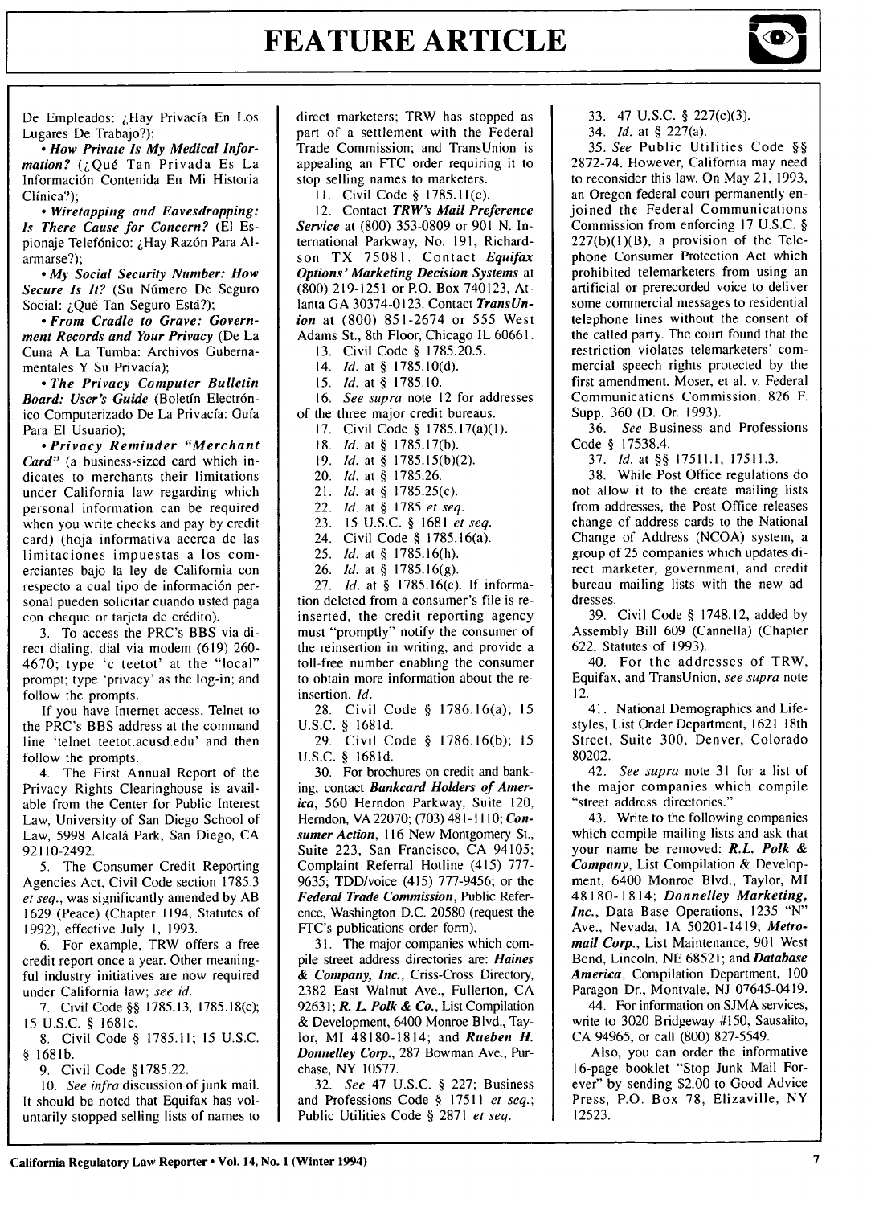# FEATURE ARTICLE

De Empleados: ¿Hay Privacía En Los Lugares De Trabajo?);

• ***How Private Is My Medical Information?*** (¿Qué Tan Privada Es La Información Contenida En Mi Historia Clínica?);

• ***Wiretapping and Eavesdropping: Is There Cause for Concern?*** (El Espionaje Telefónico: ¿Hay Razón Para Alarmarse?);

• ***My Social Security Number: How Secure Is It?*** (Su Número De Seguro Social: ¿Qué Tan Seguro Está?);

• ***From Cradle to Grave: Government Records and Your Privacy*** (De La Cuna A La Tumba: Archivos Gubernamentales Y Su Privacía);

• ***The Privacy Computer Bulletin Board: User's Guide*** (Boletín Electrónico Computerizado De La Privacía: Guía Para El Usuario);

• ***Privacy Reminder "Merchant Card"*** (a business-sized card which indicates to merchants their limitations under California law regarding which personal information can be required when you write checks and pay by credit card) (hoja informativa acerca de las limitaciones impuestas a los comerciantes bajo la ley de California con respecto a cual tipo de información personal pueden solicitar cuando usted paga con cheque or tarjeta de crédito).

3. To access the PRC's BBS via direct dialing, dial via modem (619) 260-4670; type 'c teetot' at the "local" prompt; type 'privacy' as the log-in; and follow the prompts.

If you have Internet access, Telnet to the PRC's BBS address at the command line 'telnet teetot.acusd.edu' and then follow the prompts.

4. The First Annual Report of the Privacy Rights Clearinghouse is available from the Center for Public Interest Law, University of San Diego School of Law, 5998 Alcalá Park, San Diego, CA 92110-2492.

5. The Consumer Credit Reporting Agencies Act, Civil Code section 1785.3 *et seq.*, was significantly amended by AB 1629 (Peace) (Chapter 1194, Statutes of 1992), effective July 1, 1993.

6. For example, TRW offers a free credit report once a year. Other meaningful industry initiatives are now required under California law; *see id.*

7. Civil Code §§ 1785.13, 1785.18(c); 15 U.S.C. § 1681c.

8. Civil Code § 1785.11; 15 U.S.C. § 1681b.

9. Civil Code §1785.22.

10. *See infra* discussion of junk mail. It should be noted that Equifax has voluntarily stopped selling lists of names to direct marketers; TRW has stopped as part of a settlement with the Federal Trade Commission; and TransUnion is appealing an FTC order requiring it to stop selling names to marketers.

11. Civil Code § 1785.11(c).

12. Contact ***TRW's Mail Preference Service*** at (800) 353-0809 or 901 N. International Parkway, No. 191, Richardson TX 75081. Contact ***Equifax Options' Marketing Decision Systems*** at (800) 219-1251 or P.O. Box 740123, Atlanta GA 30374-0123. Contact ***TransUnion*** at (800) 851-2674 or 555 West Adams St., 8th Floor, Chicago IL 60661.

13. Civil Code § 1785.20.5.

14. *Id.* at § 1785.10(d).

15. *Id.* at § 1785.10.

16. *See supra* note 12 for addresses of the three major credit bureaus.

17. Civil Code § 1785.17(a)(1).

18. *Id.* at § 1785.17(b).

19. *Id.* at § 1785.15(b)(2).

20. *Id.* at § 1785.26.

21. *Id.* at § 1785.25(c).

22. *Id.* at § 1785 *et seq.*

23. 15 U.S.C. § 1681 *et seq.*

24. Civil Code § 1785.16(a).

25. *Id.* at § 1785.16(h).

26. *Id.* at § 1785.16(g).

27. *Id.* at § 1785.16(c). If information deleted from a consumer's file is reinserted, the credit reporting agency must "promptly" notify the consumer of the reinsertion in writing, and provide a toll-free number enabling the consumer to obtain more information about the reinsertion. *Id.*

28. Civil Code § 1786.16(a); 15 U.S.C. § 1681d.

29. Civil Code § 1786.16(b); 15 U.S.C. § 1681d.

30. For brochures on credit and banking, contact ***Bankcard Holders of America***, 560 Herndon Parkway, Suite 120, Herndon, VA 22070; (703) 481-1110; ***Consumer Action***, 116 New Montgomery St., Suite 223, San Francisco, CA 94105; Complaint Referral Hotline (415) 777-9635; TDD/voice (415) 777-9456; or the ***Federal Trade Commission***, Public Reference, Washington D.C. 20580 (request the FTC's publications order form).

31. The major companies which compile street address directories are: ***Haines & Company, Inc.***, Criss-Cross Directory, 2382 East Walnut Ave., Fullerton, CA 92631; ***R. L. Polk & Co.***, List Compilation & Development, 6400 Monroe Blvd., Taylor, MI 48180-1814; and ***Rueben H. Donnelley Corp.***, 287 Bowman Ave., Purchase, NY 10577.

32. *See* 47 U.S.C. § 227; Business and Professions Code § 17511 *et seq.*; Public Utilities Code § 2871 *et seq.*

33. 47 U.S.C. § 227(c)(3).

34. *Id.* at § 227(a).

35. *See* Public Utilities Code §§ 2872-74. However, California may need to reconsider this law. On May 21, 1993, an Oregon federal court permanently enjoined the Federal Communications Commission from enforcing 17 U.S.C. § 227(b)(1)(B), a provision of the Telephone Consumer Protection Act which prohibited telemarketers from using an artificial or prerecorded voice to deliver some commercial messages to residential telephone lines without the consent of the called party. The court found that the restriction violates telemarketers' commercial speech rights protected by the first amendment. Moser, et al. v. Federal Communications Commission, 826 F. Supp. 360 (D. Or. 1993).

36. *See* Business and Professions Code § 17538.4.

37. *Id.* at §§ 17511.1, 17511.3.

38. While Post Office regulations do not allow it to the create mailing lists from addresses, the Post Office releases change of address cards to the National Change of Address (NCOA) system, a group of 25 companies which updates direct marketer, government, and credit bureau mailing lists with the new addresses.

39. Civil Code § 1748.12, added by Assembly Bill 609 (Cannella) (Chapter 622, Statutes of 1993).

40. For the addresses of TRW, Equifax, and TransUnion, *see supra* note 12.

41. National Demographics and Lifestyles, List Order Department, 1621 18th Street, Suite 300, Denver, Colorado 80202.

42. *See supra* note 31 for a list of the major companies which compile "street address directories."

43. Write to the following companies which compile mailing lists and ask that your name be removed: ***R.L. Polk & Company***, List Compilation & Development, 6400 Monroe Blvd., Taylor, MI 48180-1814; ***Donnelley Marketing, Inc.***, Data Base Operations, 1235 "N" Ave., Nevada, IA 50201-1419; ***Metromail Corp.***, List Maintenance, 901 West Bond, Lincoln, NE 68521; and ***Database America***, Compilation Department, 100 Paragon Dr., Montvale, NJ 07645-0419.

44. For information on SJMA services, write to 3020 Bridgeway #150, Sausalito, CA 94965, or call (800) 827-5549.

Also, you can order the informative 16-page booklet "Stop Junk Mail Forever" by sending $2.00 to Good Advice Press, P.O. Box 78, Elizaville, NY 12523.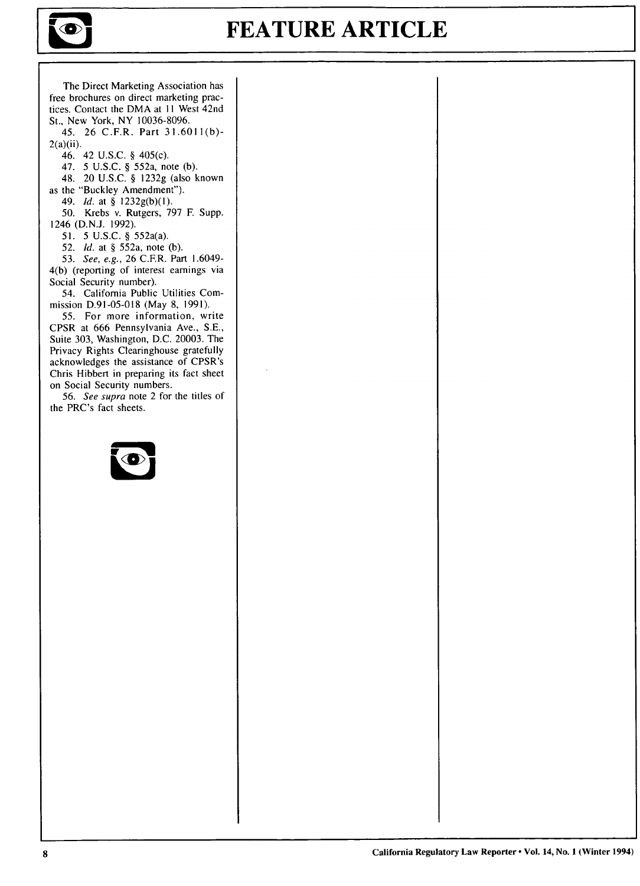The Direct Marketing Association has free brochures on direct marketing practices. Contact the DMA at 11 West 42nd St., New York, NY 10036-8096.

45. 26 C.F.R. Part 31.6011(b)-2(a)(ii).

46. 42 U.S.C. § 405(c).

47. 5 U.S.C. § 552a, note (b).

48. 20 U.S.C. § 1232g (also known as the "Buckley Amendment").

49. *Id.* at § 1232g(b)(1).

50. Krebs v. Rutgers, 797 F. Supp. 1246 (D.N.J. 1992).

51. 5 U.S.C. § 552a(a).

52. *Id.* at § 552a, note (b).

53. *See, e.g.*, 26 C.F.R. Part 1.6049-4(b) (reporting of interest earnings via Social Security number).

54. California Public Utilities Commission D.91-05-018 (May 8, 1991).

55. For more information, write CPSR at 666 Pennsylvania Ave., S.E., Suite 303, Washington, D.C. 20003. The Privacy Rights Clearinghouse gratefully acknowledges the assistance of CPSR's Chris Hibbert in preparing its fact sheet on Social Security numbers.

56. *See supra* note 2 for the titles of the PRC's fact sheets.